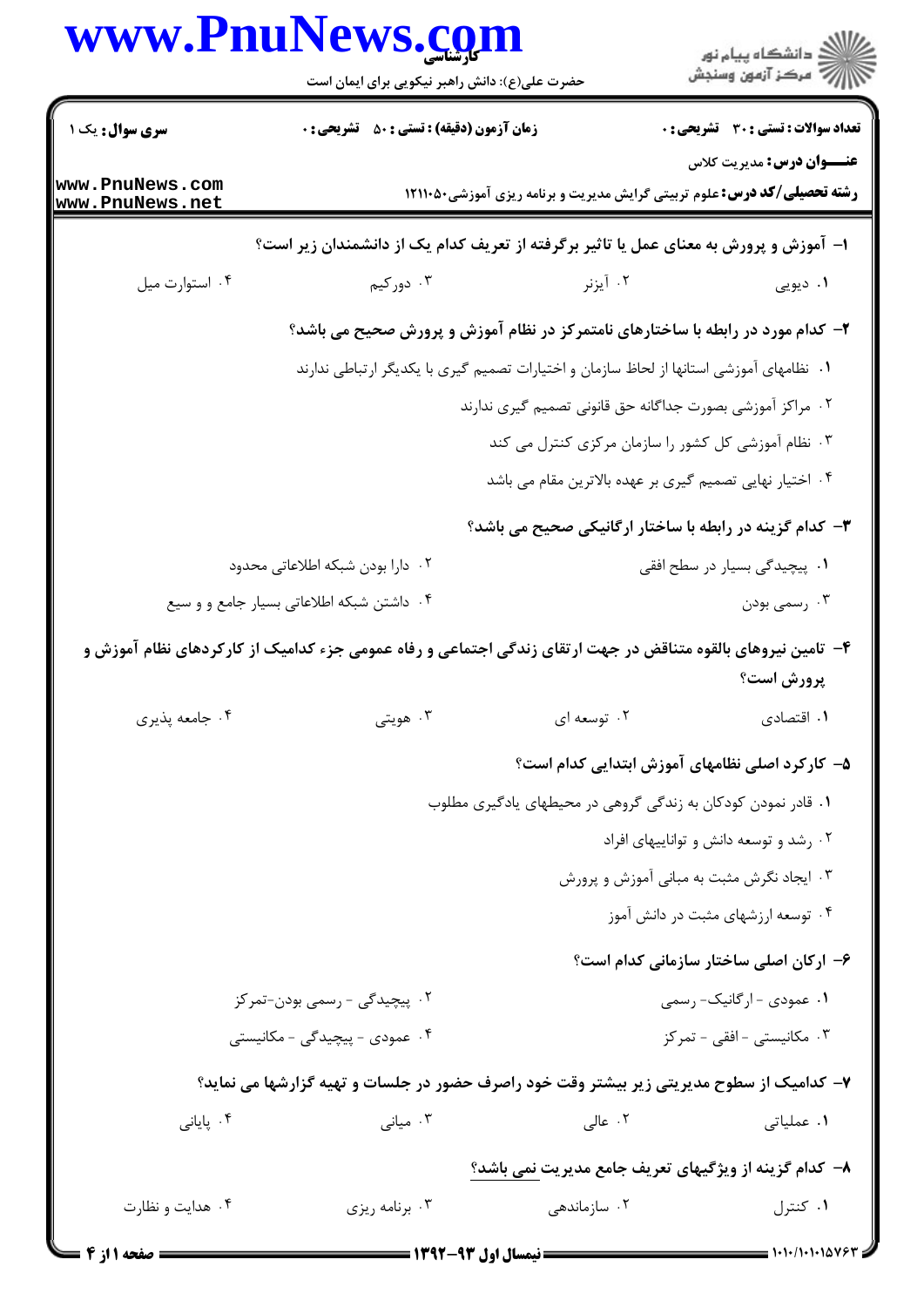**سری سوال:** یک ۱

**زمان آزمون (دقیقه) : تستی : ۵۰ تشریحی : ۰**

**تعداد سوالات : تستی : ۳۰ تشریحی : ۰**

**عنـــوان درس:** مدیریت کلاس

**رشته تحصیلی/کد درس:** علوم تربیتی گرایش مدیریت و برنامه ریزی آموزشی۱۲۱۱۰۵۰

**۱- آموزش و پرورش به معنای عمل یا تاثیر برگرفته از تعریف کدام یک از دانشمندان زیر است؟**

۱. دیویی
۲. آیزنر
۳. دورکیم
۴. استوارت میل

**۲- کدام مورد در رابطه با ساختارهای نامتمرکز در نظام آموزش و پرورش صحیح می باشد؟**

۱. نظامهای آموزشی استانها از لحاظ سازمان و اختیارات تصمیم گیری با یکدیگر ارتباطی ندارند
۲. مراکز آموزشی بصورت جداگانه حق قانونی تصمیم گیری ندارند
۳. نظام آموزشی کل کشور را سازمان مرکزی کنترل می کند
۴. اختیار نهایی تصمیم گیری بر عهده بالاترین مقام می باشد

**۳- کدام گزینه در رابطه با ساختار ارگانیکی صحیح می باشد؟**

۱. پیچیدگی بسیار در سطح افقی
۲. دارا بودن شبکه اطلاعاتی محدود
۳. رسمی بودن
۴. داشتن شبکه اطلاعاتی بسیار جامع و و سیع

**۴- تامین نیروهای بالقوه متناقض در جهت ارتقای زندگی اجتماعی و رفاه عمومی جزء کدامیک از کارکردهای نظام آموزش و پرورش است؟**

۱. اقتصادی
۲. توسعه ای
۳. هویتی
۴. جامعه پذیری

**۵- کارکرد اصلی نظامهای آموزش ابتدایی کدام است؟**

۱. قادر نمودن کودکان به زندگی گروهی در محیطهای یادگیری مطلوب
۲. رشد و توسعه دانش و تواناییهای افراد
۳. ایجاد نگرش مثبت به مبانی آموزش و پرورش
۴. توسعه ارزشهای مثبت در دانش آموز

**۶- ارکان اصلی ساختار سازمانی کدام است؟**

۱. عمودی - ارگانیک- رسمی
۲. پیچیدگی - رسمی بودن-تمرکز
۳. مکانیستی - افقی - تمرکز
۴. عمودی - پیچیدگی - مکانیستی

**۷- کدامیک از سطوح مدیریتی زیر بیشتر وقت خود راصرف حضور در جلسات و تهیه گزارشها می نماید؟**

۱. عملیاتی
۲. عالی
۳. میانی
۴. پایانی

**۸- کدام گزینه از ویژگیهای تعریف جامع مدیریت نمی باشد؟**

۱. کنترل
۲. سازماندهی
۳. برنامه ریزی
۴. هدایت و نظارت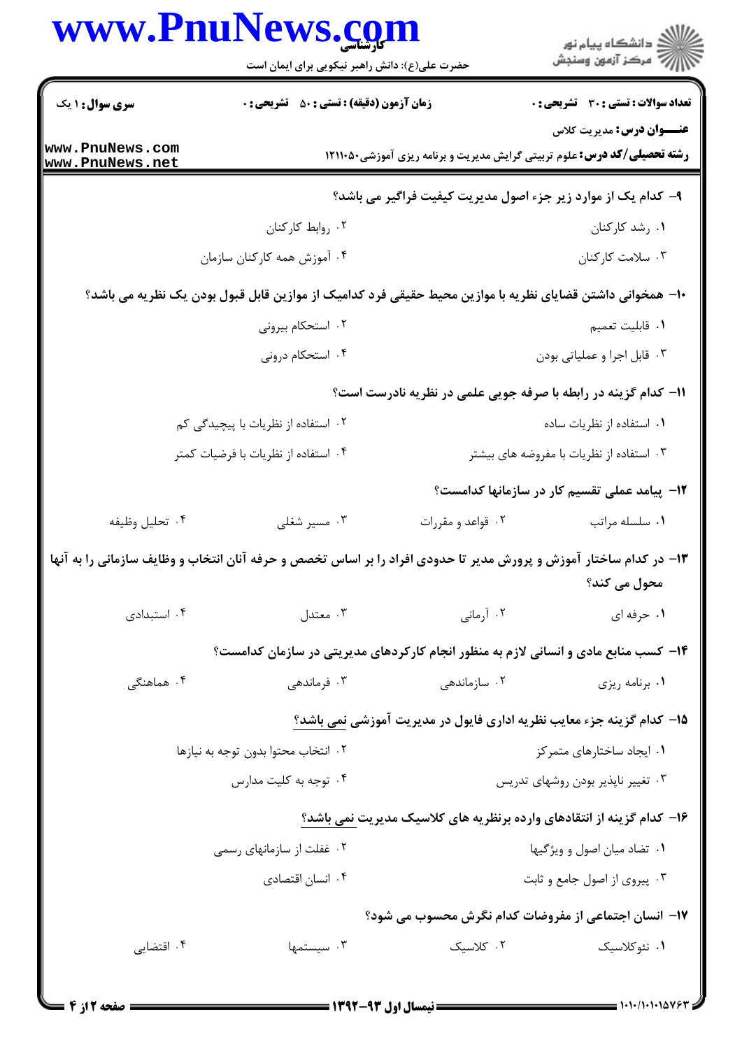۹- کدام یک از موارد زیر جزء اصول مدیریت کیفیت فراگیر می باشد؟

۱. رشد کارکنان
۲. روابط کارکنان
۳. سلامت کارکنان
۴. آموزش همه کارکنان سازمان

۱۰- همخوانی داشتن قضایای نظریه با موازین محیط حقیقی فرد کدامیک از موازین قابل قبول بودن یک نظریه می باشد؟

۱. قابلیت تعمیم
۲. استحکام بیرونی
۳. قابل اجرا و عملیاتی بودن
۴. استحکام درونی

۱۱- کدام گزینه در رابطه با صرفه جویی علمی در نظریه نادرست است؟

۱. استفاده از نظریات ساده
۲. استفاده از نظریات با پیچیدگی کم
۳. استفاده از نظریات با مفروضه های بیشتر
۴. استفاده از نظریات با فرضیات کمتر

۱۲- پیامد عملی تقسیم کار در سازمانها کدامست؟

۱. سلسله مراتب
۲. قواعد و مقررات
۳. مسیر شغلی
۴. تحلیل وظیفه

۱۳- در کدام ساختار آموزش و پرورش مدیر تا حدودی افراد را بر اساس تخصص و حرفه آنان انتخاب و وظایف سازمانی را به آنها محول می کند؟

۱. حرفه ای
۲. آرمانی
۳. معتدل
۴. استبدادی

۱۴- کسب منابع مادی و انسانی لازم به منظور انجام کارکردهای مدیریتی در سازمان کدامست؟

۱. برنامه ریزی
۲. سازماندهی
۳. فرماندهی
۴. هماهنگی

۱۵- کدام گزینه جزء معایب نظریه اداری فایول در مدیریت آموزشی نمی باشد؟

۱. ایجاد ساختارهای متمرکز
۲. انتخاب محتوا بدون توجه به نیازها
۳. تغییر ناپذیر بودن روشهای تدریس
۴. توجه به کلیت مدارس

۱۶- کدام گزینه از انتقادهای وارده برنظریه های کلاسیک مدیریت نمی باشد؟

۱. تضاد میان اصول و ویژگیها
۲. غفلت از سازمانهای رسمی
۳. پیروی از اصول جامع و ثابت
۴. انسان اقتصادی

۱۷- انسان اجتماعی از مفروضات کدام نگرش محسوب می شود؟

۱. نئوکلاسیک
۲. کلاسیک
۳. سیستمها
۴. اقتضایی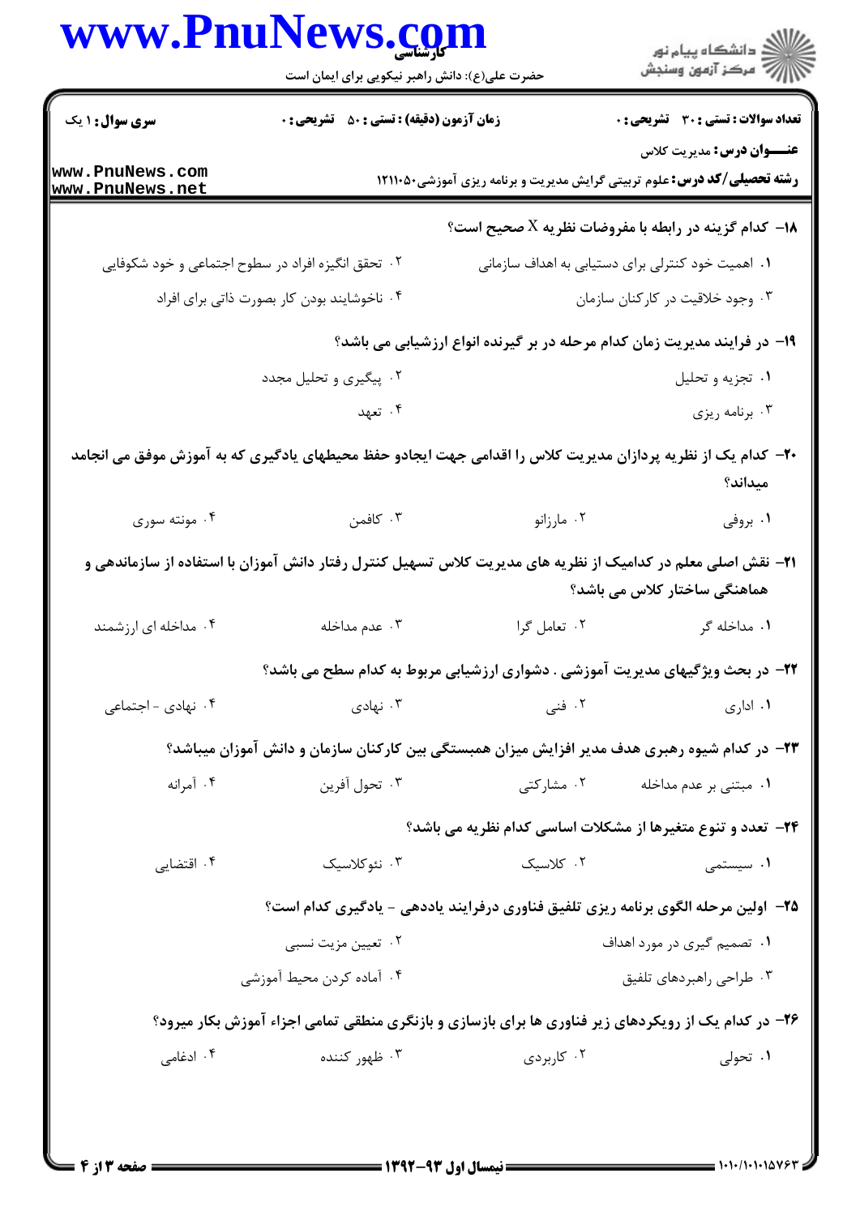**سری سوال:** ۱ یک

**زمان آزمون (دقیقه) : تستی :** ۵۰ **تشریحی :** ۰

**تعداد سوالات : تستی :** ۳۰ **تشریحی :** ۰

**عنـــوان درس:** مدیریت کلاس

**رشته تحصیلی/کد درس:** علوم تربیتی گرایش مدیریت و برنامه ریزی آموزشی۱۲۱۱۰۵۰

**۱۸-** کدام گزینه در رابطه با مفروضات نظریه X صحیح است؟

۱. اهمیت خود کنترلی برای دستیابی به اهداف سازمانی

۲. تحقق انگیزه افراد در سطوح اجتماعی و خود شکوفایی

۳. وجود خلاقیت در کارکنان سازمان

۴. ناخوشایند بودن کار بصورت ذاتی برای افراد

**۱۹-** در فرایند مدیریت زمان کدام مرحله در بر گیرنده انواع ارزشیابی می باشد؟

۱. تجزیه و تحلیل

۲. پیگیری و تحلیل مجدد

۳. برنامه ریزی

۴. تعهد

**۲۰-** کدام یک از نظریه پردازان مدیریت کلاس را اقدامی جهت ایجادو حفظ محیطهای یادگیری که به آموزش موفق می انجامد میداند؟

۱. بروفی

۲. مارزانو

۳. کافمن

۴. مونته سوری

**۲۱-** نقش اصلی معلم در کدامیک از نظریه های مدیریت کلاس تسهیل کنترل رفتار دانش آموزان با استفاده از سازماندهی و هماهنگی ساختار کلاس می باشد؟

۱. مداخله گر

۲. تعامل گرا

۳. عدم مداخله

۴. مداخله ای ارزشمند

**۲۲-** در بحث ویژگیهای مدیریت آموزشی . دشواری ارزشیابی مربوط به کدام سطح می باشد؟

۱. اداری

۲. فنی

۳. نهادی

۴. نهادی - اجتماعی

**۲۳-** در کدام شیوه رهبری هدف مدیر افزایش میزان همبستگی بین کارکنان سازمان و دانش آموزان میباشد؟

۱. مبتنی بر عدم مداخله

۲. مشارکتی

۳. تحول آفرین

۴. آمرانه

**۲۴-** تعدد و تنوع متغیرها از مشکلات اساسی کدام نظریه می باشد؟

۱. سیستمی

۲. کلاسیک

۳. نئوکلاسیک

۴. اقتضایی

**۲۵-** اولین مرحله الگوی برنامه ریزی تلفیق فناوری درفرایند یاددهی - یادگیری کدام است؟

۱. تصمیم گیری در مورد اهداف

۲. تعیین مزیت نسبی

۳. طراحی راهبردهای تلفیق

۴. آماده کردن محیط آموزشی

**۲۶-** در کدام یک از رویکردهای زیر فناوری ها برای بازسازی و بازنگری منطقی تمامی اجزاء آموزش بکار میرود؟

۱. تحولی

۲. کاربردی

۳. ظهور کننده

۴. ادغامی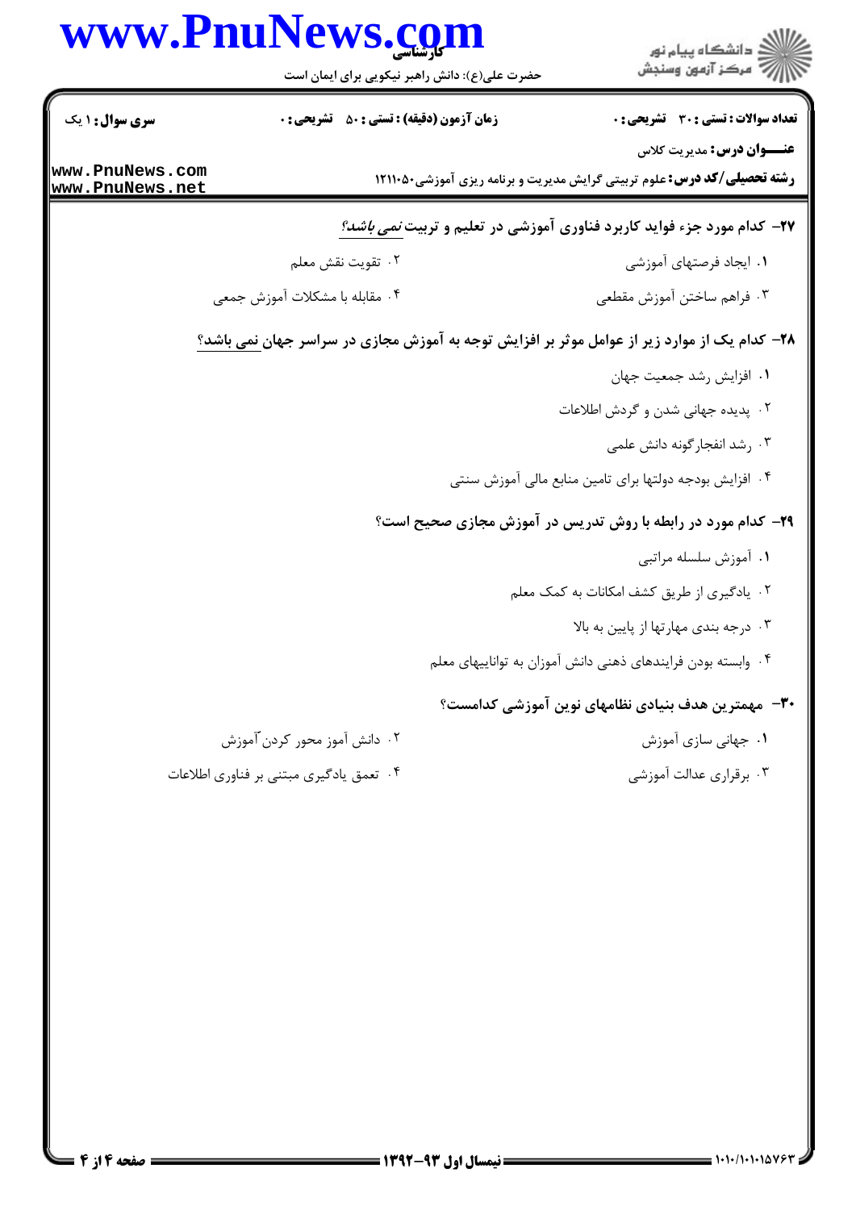**۲۷- کدام مورد جزء فواید کاربرد فناوری آموزشی در تعلیم و تربیت *نمی باشد؟***

۱. ایجاد فرصتهای آموزشی

۲. تقویت نقش معلم

۳. فراهم ساختن آموزش مقطعی

۴. مقابله با مشکلات آموزش جمعی

**۲۸- کدام یک از موارد زیر از عوامل موثر بر افزایش توجه به آموزش مجازی در سراسر جهان نمی باشد؟**

۱. افزایش رشد جمعیت جهان

۲. پدیده جهانی شدن و گردش اطلاعات

۳. رشد انفجارگونه دانش علمی

۴. افزایش بودجه دولتها برای تامین منابع مالی آموزش سنتی

**۲۹- کدام مورد در رابطه با روش تدریس در آموزش مجازی صحیح است؟**

۱. آموزش سلسله مراتبی

۲. یادگیری از طریق کشف امکانات به کمک معلم

۳. درجه بندی مهارتها از پایین به بالا

۴. وابسته بودن فرایندهای ذهنی دانش آموزان به تواناییهای معلم

**۳۰- مهمترین هدف بنیادی نظامهای نوین آموزشی کدامست؟**

۱. جهانی سازی آموزش

۲. دانش آموز محور کردن آموزش

۳. برقراری عدالت آموزشی

۴. تعمق یادگیری مبتنی بر فناوری اطلاعات